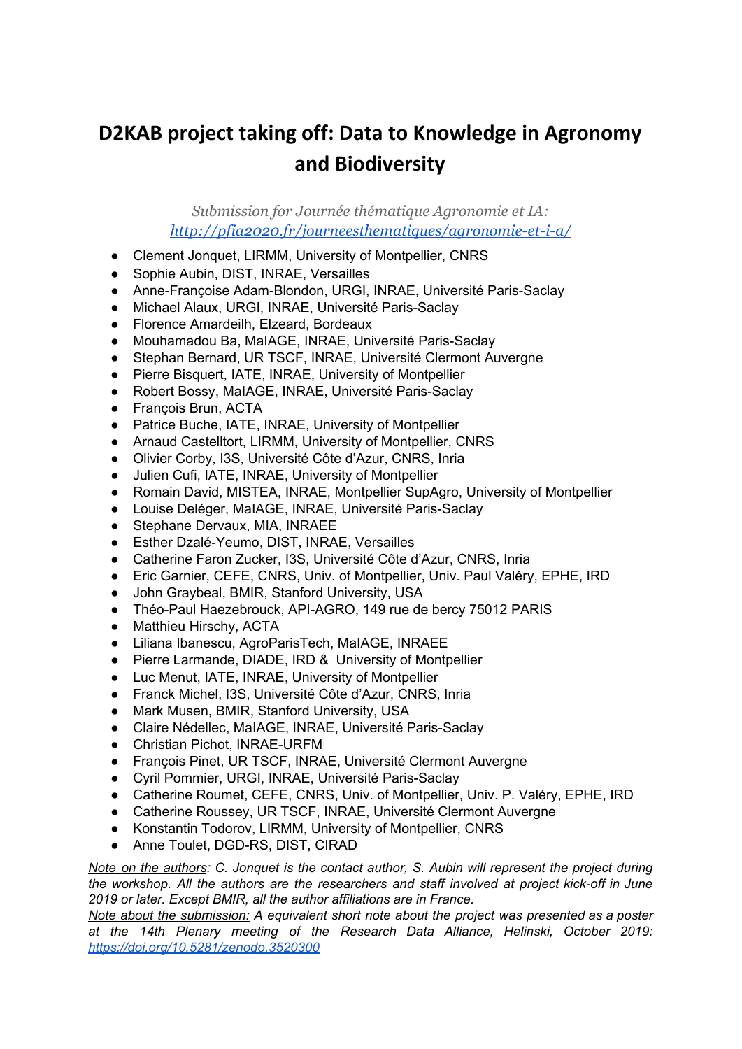# D2KAB project taking off: Data to Knowledge in Agronomy and Biodiversity

*Submission for Journée thématique Agronomie et IA: [http://pfia2020.fr/journeesthematiques/agronomie-et-i-a/](http://pfia2020.fr/journeesthematiques/agronomie-et-i-a/)*

- Clement Jonquet, LIRMM, University of Montpellier, CNRS
- Sophie Aubin, DIST, INRAE, Versailles
- Anne-Françoise Adam-Blondon, URGI, INRAE, Université Paris-Saclay
- Michael Alaux, URGI, INRAE, Université Paris-Saclay
- Florence Amardeilh, Elzeard, Bordeaux
- Mouhamadou Ba, MaIAGE, INRAE, Université Paris-Saclay
- Stephan Bernard, UR TSCF, INRAE, Université Clermont Auvergne
- Pierre Bisquert, IATE, INRAE, University of Montpellier
- Robert Bossy, MaIAGE, INRAE, Université Paris-Saclay
- François Brun, ACTA
- Patrice Buche, IATE, INRAE, University of Montpellier
- Arnaud Castelltort, LIRMM, University of Montpellier, CNRS
- Olivier Corby, I3S, Université Côte d'Azur, CNRS, Inria
- Julien Cufi, IATE, INRAE, University of Montpellier
- Romain David, MISTEA, INRAE, Montpellier SupAgro, University of Montpellier
- Louise Deléger, MaIAGE, INRAE, Université Paris-Saclay
- Stephane Dervaux, MIA, INRAEE
- Esther Dzalé-Yeumo, DIST, INRAE, Versailles
- Catherine Faron Zucker, I3S, Université Côte d'Azur, CNRS, Inria
- Eric Garnier, CEFE, CNRS, Univ. of Montpellier, Univ. Paul Valéry, EPHE, IRD
- John Graybeal, BMIR, Stanford University, USA
- Théo-Paul Haezebrouck, API-AGRO, 149 rue de bercy 75012 PARIS
- Matthieu Hirschy, ACTA
- Liliana Ibanescu, AgroParisTech, MaIAGE, INRAEE
- Pierre Larmande, DIADE, IRD & University of Montpellier
- Luc Menut, IATE, INRAE, University of Montpellier
- Franck Michel, I3S, Université Côte d'Azur, CNRS, Inria
- Mark Musen, BMIR, Stanford University, USA
- Claire Nédellec, MaIAGE, INRAE, Université Paris-Saclay
- Christian Pichot, INRAE-URFM
- François Pinet, UR TSCF, INRAE, Université Clermont Auvergne
- Cyril Pommier, URGI, INRAE, Université Paris-Saclay
- Catherine Roumet, CEFE, CNRS, Univ. of Montpellier, Univ. P. Valéry, EPHE, IRD
- Catherine Roussey, UR TSCF, INRAE, Université Clermont Auvergne
- Konstantin Todorov, LIRMM, University of Montpellier, CNRS
- Anne Toulet, DGD-RS, DIST, CIRAD

*Note on the authors: C. Jonquet is the contact author, S. Aubin will represent the project during the workshop. All the authors are the researchers and staff involved at project kick-off in June 2019 or later. Except BMIR, all the author affiliations are in France.*

*Note about the submission: A equivalent short note about the project was presented as a poster at the 14th Plenary meeting of the Research Data Alliance, Helinski, October 2019: [https://doi.org/10.5281/zenodo.3520300](https://doi.org/10.5281/zenodo.3520300)*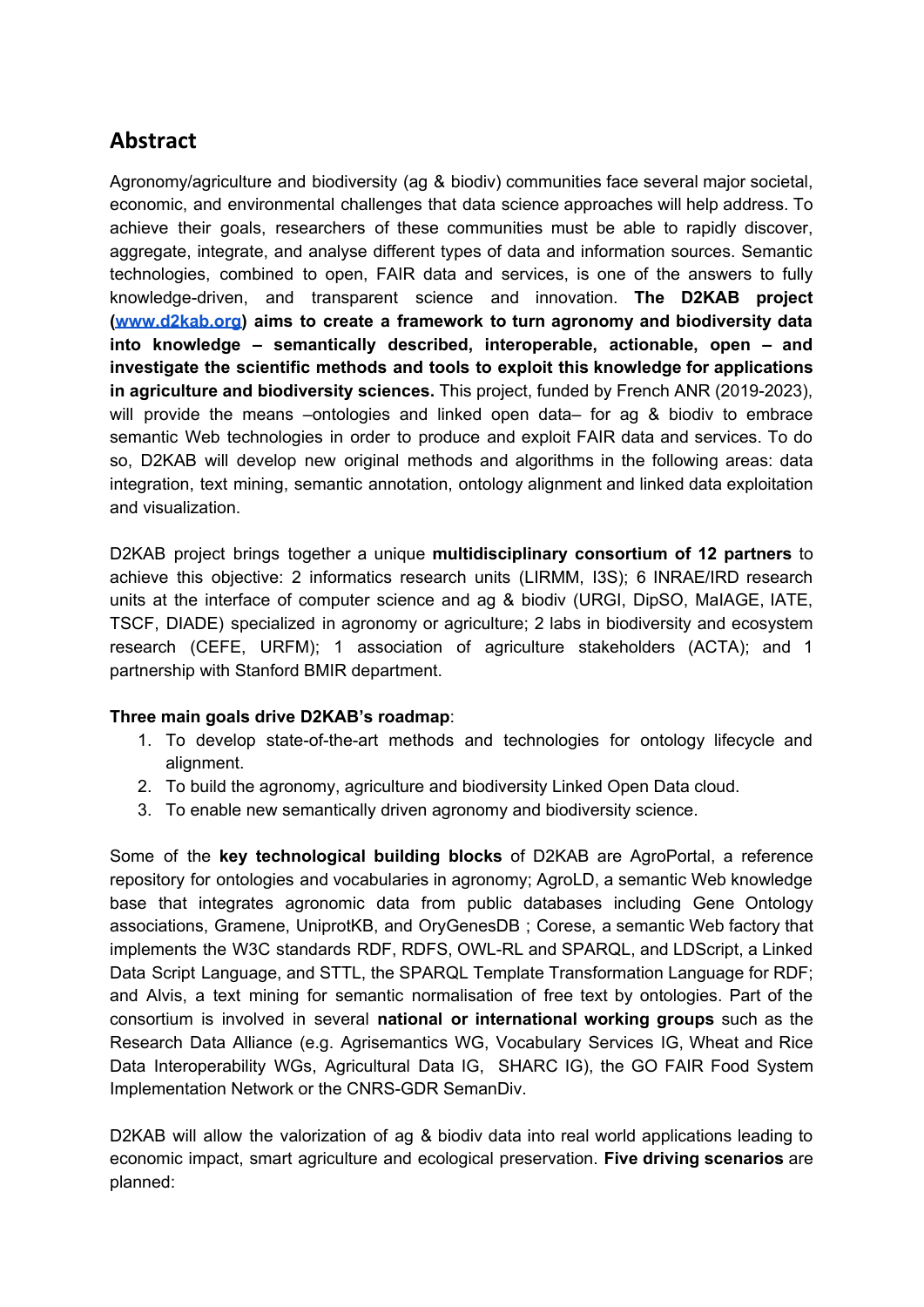## Abstract

Agronomy/agriculture and biodiversity (ag & biodiv) communities face several major societal, economic, and environmental challenges that data science approaches will help address. To achieve their goals, researchers of these communities must be able to rapidly discover, aggregate, integrate, and analyse different types of data and information sources. Semantic technologies, combined to open, FAIR data and services, is one of the answers to fully knowledge-driven, and transparent science and innovation. **The D2KAB project ([www.d2kab.org](www.d2kab.org)) aims to create a framework to turn agronomy and biodiversity data into knowledge – semantically described, interoperable, actionable, open – and investigate the scientific methods and tools to exploit this knowledge for applications in agriculture and biodiversity sciences.** This project, funded by French ANR (2019-2023), will provide the means –ontologies and linked open data– for ag & biodiv to embrace semantic Web technologies in order to produce and exploit FAIR data and services. To do so, D2KAB will develop new original methods and algorithms in the following areas: data integration, text mining, semantic annotation, ontology alignment and linked data exploitation and visualization.

D2KAB project brings together a unique **multidisciplinary consortium of 12 partners** to achieve this objective: 2 informatics research units (LIRMM, I3S); 6 INRAE/IRD research units at the interface of computer science and ag & biodiv (URGI, DipSO, MaIAGE, IATE, TSCF, DIADE) specialized in agronomy or agriculture; 2 labs in biodiversity and ecosystem research (CEFE, URFM); 1 association of agriculture stakeholders (ACTA); and 1 partnership with Stanford BMIR department.

**Three main goals drive D2KAB's roadmap**:

1. To develop state-of-the-art methods and technologies for ontology lifecycle and alignment.
2. To build the agronomy, agriculture and biodiversity Linked Open Data cloud.
3. To enable new semantically driven agronomy and biodiversity science.

Some of the **key technological building blocks** of D2KAB are AgroPortal, a reference repository for ontologies and vocabularies in agronomy; AgroLD, a semantic Web knowledge base that integrates agronomic data from public databases including Gene Ontology associations, Gramene, UniprotKB, and OryGenesDB ; Corese, a semantic Web factory that implements the W3C standards RDF, RDFS, OWL-RL and SPARQL, and LDScript, a Linked Data Script Language, and STTL, the SPARQL Template Transformation Language for RDF; and Alvis, a text mining for semantic normalisation of free text by ontologies. Part of the consortium is involved in several **national or international working groups** such as the Research Data Alliance (e.g. Agrisemantics WG, Vocabulary Services IG, Wheat and Rice Data Interoperability WGs, Agricultural Data IG, SHARC IG), the GO FAIR Food System Implementation Network or the CNRS-GDR SemanDiv.

D2KAB will allow the valorization of ag & biodiv data into real world applications leading to economic impact, smart agriculture and ecological preservation. **Five driving scenarios** are planned: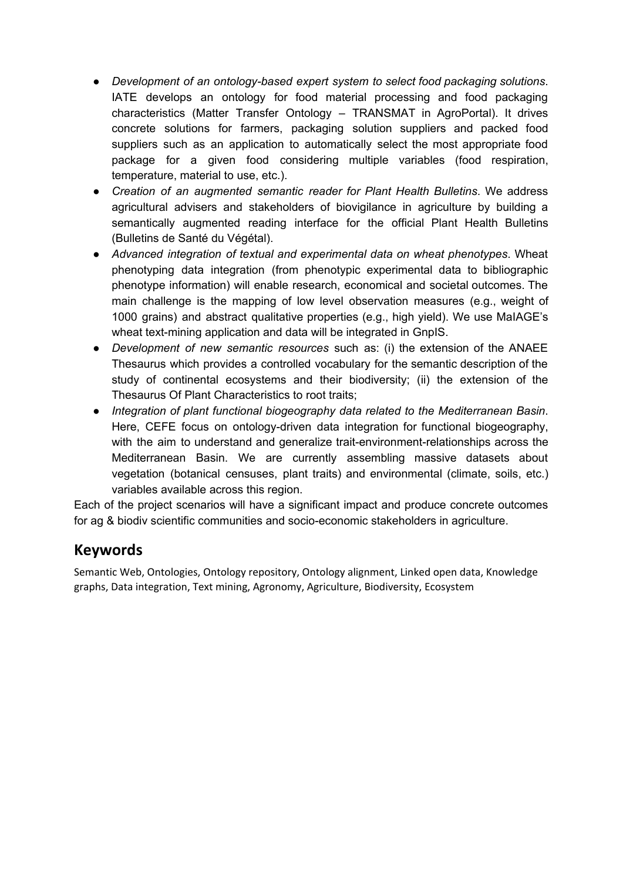- *Development of an ontology-based expert system to select food packaging solutions*. IATE develops an ontology for food material processing and food packaging characteristics (Matter Transfer Ontology – TRANSMAT in AgroPortal). It drives concrete solutions for farmers, packaging solution suppliers and packed food suppliers such as an application to automatically select the most appropriate food package for a given food considering multiple variables (food respiration, temperature, material to use, etc.).
- *Creation of an augmented semantic reader for Plant Health Bulletins*. We address agricultural advisers and stakeholders of biovigilance in agriculture by building a semantically augmented reading interface for the official Plant Health Bulletins (Bulletins de Santé du Végétal).
- *Advanced integration of textual and experimental data on wheat phenotypes*. Wheat phenotyping data integration (from phenotypic experimental data to bibliographic phenotype information) will enable research, economical and societal outcomes. The main challenge is the mapping of low level observation measures (e.g., weight of 1000 grains) and abstract qualitative properties (e.g., high yield). We use MaIAGE's wheat text-mining application and data will be integrated in GnpIS.
- *Development of new semantic resources* such as: (i) the extension of the ANAEE Thesaurus which provides a controlled vocabulary for the semantic description of the study of continental ecosystems and their biodiversity; (ii) the extension of the Thesaurus Of Plant Characteristics to root traits;
- *Integration of plant functional biogeography data related to the Mediterranean Basin*. Here, CEFE focus on ontology-driven data integration for functional biogeography, with the aim to understand and generalize trait-environment-relationships across the Mediterranean Basin. We are currently assembling massive datasets about vegetation (botanical censuses, plant traits) and environmental (climate, soils, etc.) variables available across this region.

Each of the project scenarios will have a significant impact and produce concrete outcomes for ag & biodiv scientific communities and socio-economic stakeholders in agriculture.

## Keywords

Semantic Web, Ontologies, Ontology repository, Ontology alignment, Linked open data, Knowledge graphs, Data integration, Text mining, Agronomy, Agriculture, Biodiversity, Ecosystem